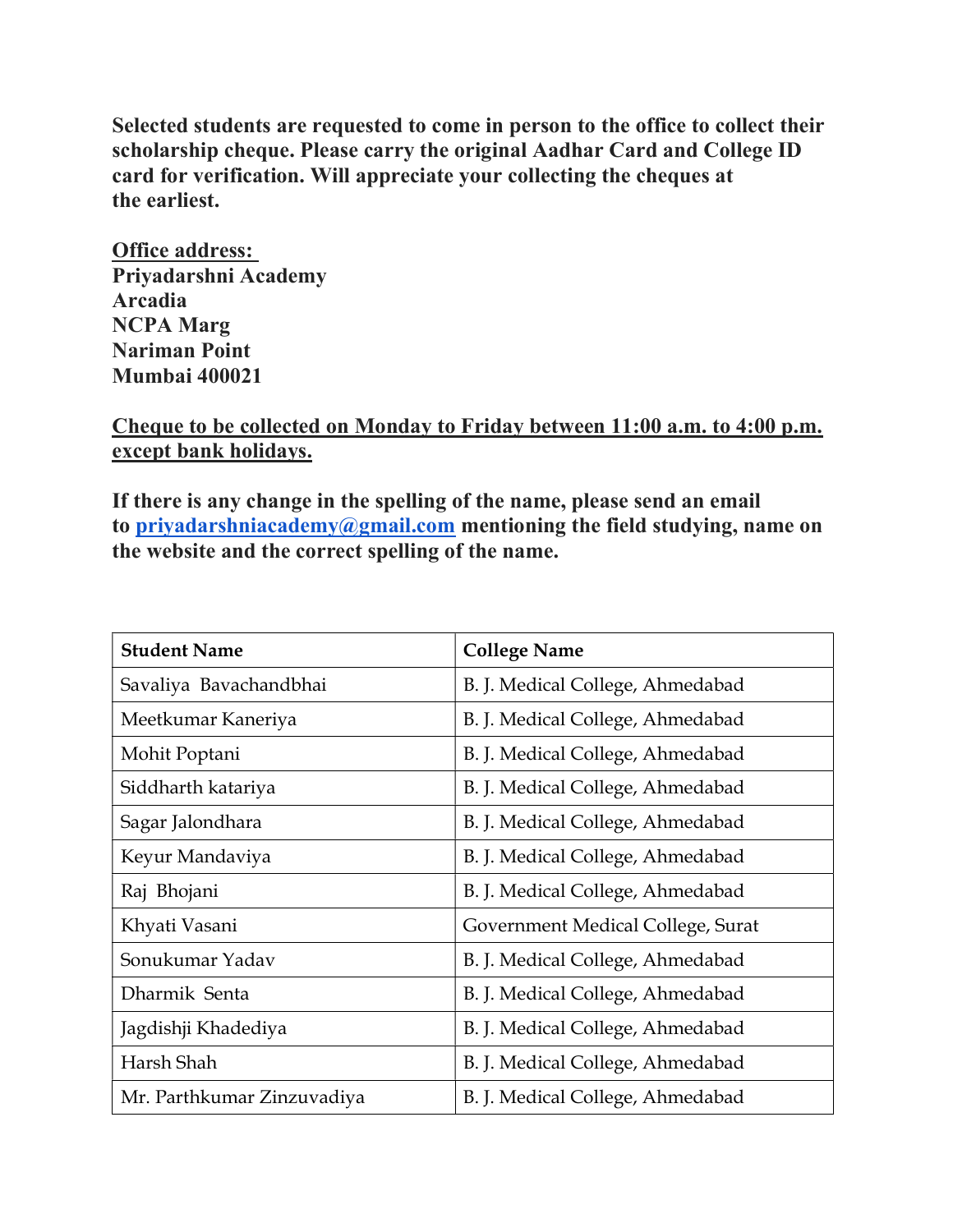**Selected students are requested to come in person to the office to collect their scholarship cheque. Please carry the original Aadhar Card and College ID card for verification. Will appreciate your collecting the cheques at the earliest.**

**Office address:**
**Priyadarshni Academy**
**Arcadia**
**NCPA Marg**
**Nariman Point**
**Mumbai 400021**

**Cheque to be collected on Monday to Friday between 11:00 a.m. to 4:00 p.m. except bank holidays.**

**If there is any change in the spelling of the name, please send an email to priyadarshniacademy@gmail.com mentioning the field studying, name on the website and the correct spelling of the name.**

| Student Name | College Name |
|---|---|
| Savaliya Bavachandbhai | B. J. Medical College, Ahmedabad |
| Meetkumar Kaneriya | B. J. Medical College, Ahmedabad |
| Mohit Poptani | B. J. Medical College, Ahmedabad |
| Siddharth katariya | B. J. Medical College, Ahmedabad |
| Sagar Jalondhara | B. J. Medical College, Ahmedabad |
| Keyur Mandaviya | B. J. Medical College, Ahmedabad |
| Raj Bhojani | B. J. Medical College, Ahmedabad |
| Khyati Vasani | Government Medical College, Surat |
| Sonukumar Yadav | B. J. Medical College, Ahmedabad |
| Dharmik Senta | B. J. Medical College, Ahmedabad |
| Jagdishji Khadediya | B. J. Medical College, Ahmedabad |
| Harsh Shah | B. J. Medical College, Ahmedabad |
| Mr. Parthkumar Zinzuvadiya | B. J. Medical College, Ahmedabad |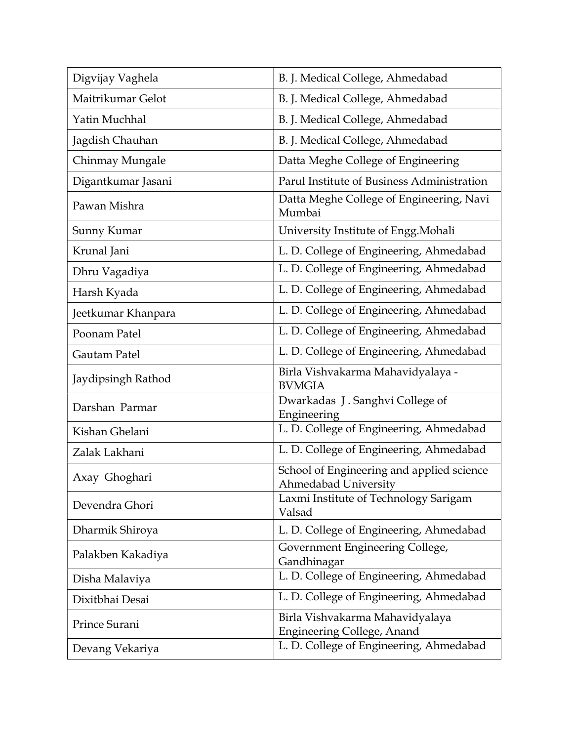| Digvijay Vaghela | B. J. Medical College, Ahmedabad |
|---|---|
| Maitrikumar Gelot | B. J. Medical College, Ahmedabad |
| Yatin Muchhal | B. J. Medical College, Ahmedabad |
| Jagdish Chauhan | B. J. Medical College, Ahmedabad |
| Chinmay Mungale | Datta Meghe College of Engineering |
| Digantkumar Jasani | Parul Institute of Business Administration |
| Pawan Mishra | Datta Meghe College of Engineering, Navi Mumbai |
| Sunny Kumar | University Institute of Engg.Mohali |
| Krunal Jani | L. D. College of Engineering, Ahmedabad |
| Dhru Vagadiya | L. D. College of Engineering, Ahmedabad |
| Harsh Kyada | L. D. College of Engineering, Ahmedabad |
| Jeetkumar Khanpara | L. D. College of Engineering, Ahmedabad |
| Poonam Patel | L. D. College of Engineering, Ahmedabad |
| Gautam Patel | L. D. College of Engineering, Ahmedabad |
| Jaydipsingh Rathod | Birla Vishvakarma Mahavidyalaya - BVMGIA |
| Darshan Parmar | Dwarkadas J . Sanghvi College of Engineering |
| Kishan Ghelani | L. D. College of Engineering, Ahmedabad |
| Zalak Lakhani | L. D. College of Engineering, Ahmedabad |
| Axay Ghoghari | School of Engineering and applied science Ahmedabad University |
| Devendra Ghori | Laxmi Institute of Technology Sarigam Valsad |
| Dharmik Shiroya | L. D. College of Engineering, Ahmedabad |
| Palakben Kakadiya | Government Engineering College, Gandhinagar |
| Disha Malaviya | L. D. College of Engineering, Ahmedabad |
| Dixitbhai Desai | L. D. College of Engineering, Ahmedabad |
| Prince Surani | Birla Vishvakarma Mahavidyalaya Engineering College, Anand |
| Devang Vekariya | L. D. College of Engineering, Ahmedabad |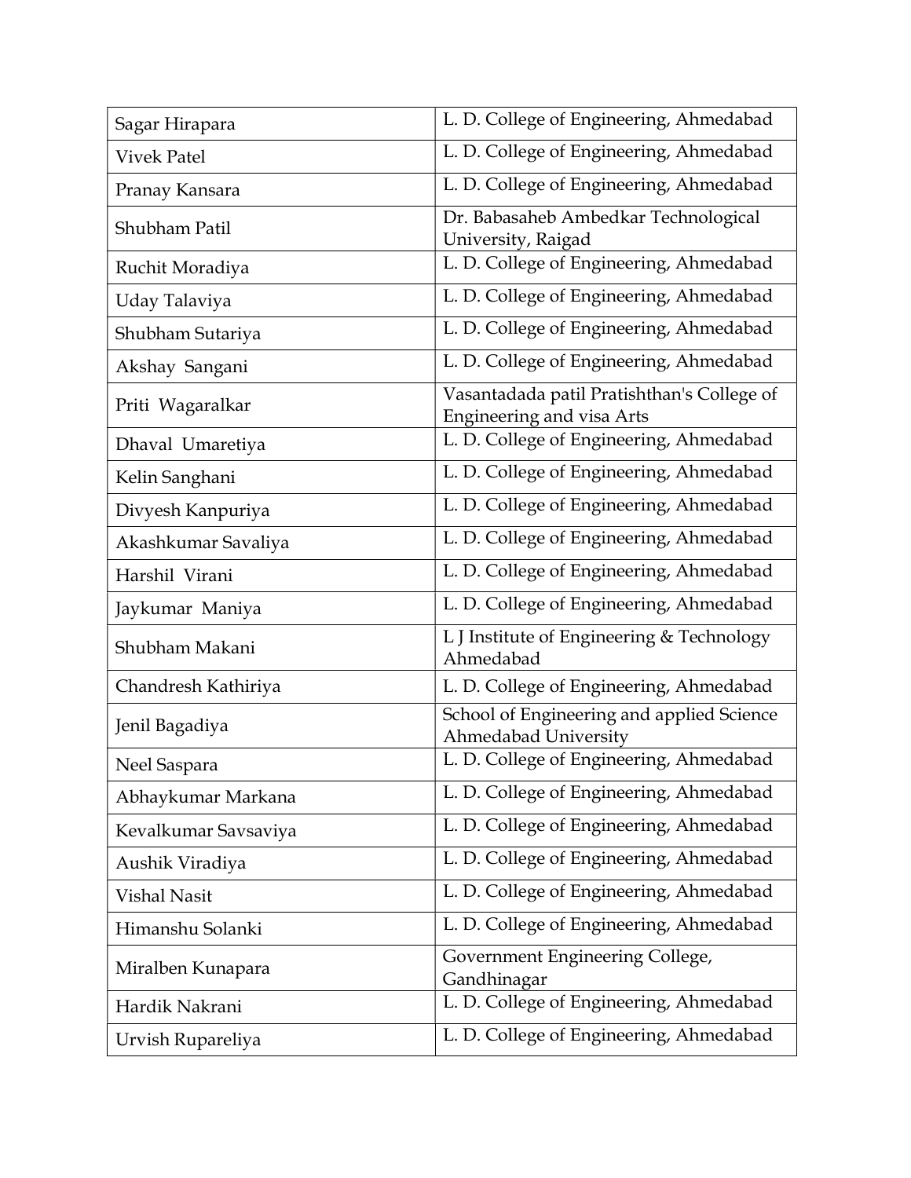| | |
|---|---|
| Sagar Hirapara | L. D. College of Engineering, Ahmedabad |
| Vivek Patel | L. D. College of Engineering, Ahmedabad |
| Pranay Kansara | L. D. College of Engineering, Ahmedabad |
| Shubham Patil | Dr. Babasaheb Ambedkar Technological University, Raigad |
| Ruchit Moradiya | L. D. College of Engineering, Ahmedabad |
| Uday Talaviya | L. D. College of Engineering, Ahmedabad |
| Shubham Sutariya | L. D. College of Engineering, Ahmedabad |
| Akshay Sangani | L. D. College of Engineering, Ahmedabad |
| Priti Wagaralkar | Vasantadada patil Pratishthan's College of Engineering and visa Arts |
| Dhaval Umaretiya | L. D. College of Engineering, Ahmedabad |
| Kelin Sanghani | L. D. College of Engineering, Ahmedabad |
| Divyesh Kanpuriya | L. D. College of Engineering, Ahmedabad |
| Akashkumar Savaliya | L. D. College of Engineering, Ahmedabad |
| Harshil Virani | L. D. College of Engineering, Ahmedabad |
| Jaykumar Maniya | L. D. College of Engineering, Ahmedabad |
| Shubham Makani | L J Institute of Engineering & Technology Ahmedabad |
| Chandresh Kathiriya | L. D. College of Engineering, Ahmedabad |
| Jenil Bagadiya | School of Engineering and applied Science Ahmedabad University |
| Neel Saspara | L. D. College of Engineering, Ahmedabad |
| Abhaykumar Markana | L. D. College of Engineering, Ahmedabad |
| Kevalkumar Savsaviya | L. D. College of Engineering, Ahmedabad |
| Aushik Viradiya | L. D. College of Engineering, Ahmedabad |
| Vishal Nasit | L. D. College of Engineering, Ahmedabad |
| Himanshu Solanki | L. D. College of Engineering, Ahmedabad |
| Miralben Kunapara | Government Engineering College, Gandhinagar |
| Hardik Nakrani | L. D. College of Engineering, Ahmedabad |
| Urvish Rupareliya | L. D. College of Engineering, Ahmedabad |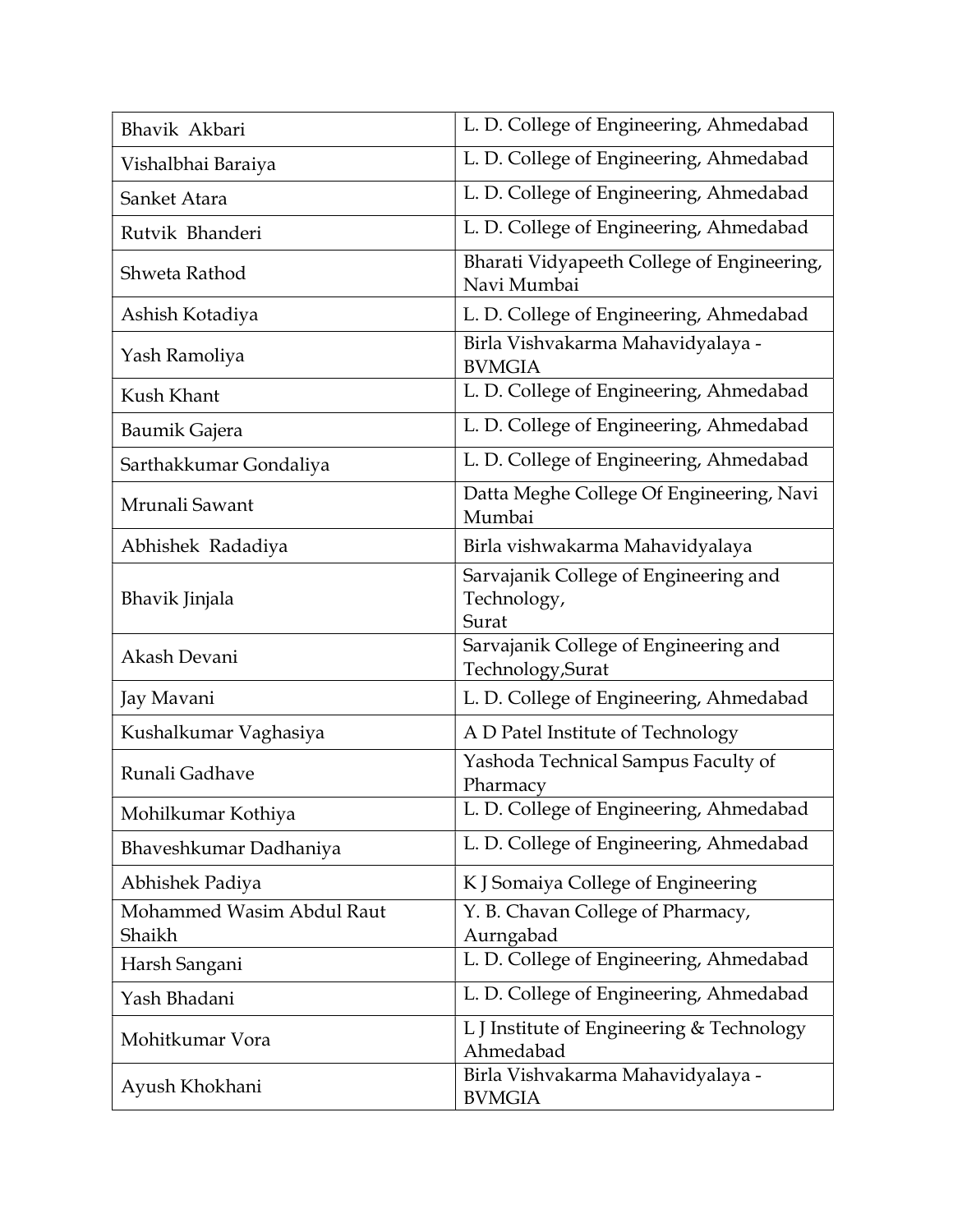| Bhavik Akbari | L. D. College of Engineering, Ahmedabad |
| --- | --- |
| Vishalbhai Baraiya | L. D. College of Engineering, Ahmedabad |
| Sanket Atara | L. D. College of Engineering, Ahmedabad |
| Rutvik Bhanderi | L. D. College of Engineering, Ahmedabad |
| Shweta Rathod | Bharati Vidyapeeth College of Engineering, Navi Mumbai |
| Ashish Kotadiya | L. D. College of Engineering, Ahmedabad |
| Yash Ramoliya | Birla Vishvakarma Mahavidyalaya - BVMGIA |
| Kush Khant | L. D. College of Engineering, Ahmedabad |
| Baumik Gajera | L. D. College of Engineering, Ahmedabad |
| Sarthakkumar Gondaliya | L. D. College of Engineering, Ahmedabad |
| Mrunali Sawant | Datta Meghe College Of Engineering, Navi Mumbai |
| Abhishek Radadiya | Birla vishwakarma Mahavidyalaya |
| Bhavik Jinjala | Sarvajanik College of Engineering and Technology, Surat |
| Akash Devani | Sarvajanik College of Engineering and Technology,Surat |
| Jay Mavani | L. D. College of Engineering, Ahmedabad |
| Kushalkumar Vaghasiya | A D Patel Institute of Technology |
| Runali Gadhave | Yashoda Technical Sampus Faculty of Pharmacy |
| Mohilkumar Kothiya | L. D. College of Engineering, Ahmedabad |
| Bhaveshkumar Dadhaniya | L. D. College of Engineering, Ahmedabad |
| Abhishek Padiya | K J Somaiya College of Engineering |
| Mohammed Wasim Abdul Raut Shaikh | Y. B. Chavan College of Pharmacy, Aurngabad |
| Harsh Sangani | L. D. College of Engineering, Ahmedabad |
| Yash Bhadani | L. D. College of Engineering, Ahmedabad |
| Mohitkumar Vora | L J Institute of Engineering & Technology Ahmedabad |
| Ayush Khokhani | Birla Vishvakarma Mahavidyalaya - BVMGIA |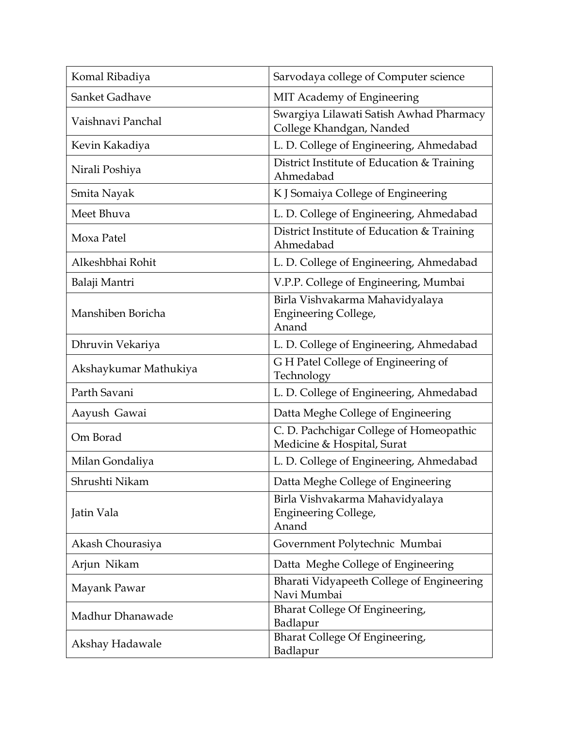| | |
|---|---|
| Komal Ribadiya | Sarvodaya college of Computer science |
| Sanket Gadhave | MIT Academy of Engineering |
| Vaishnavi Panchal | Swargiya Lilawati Satish Awhad Pharmacy College Khandgan, Nanded |
| Kevin Kakadiya | L. D. College of Engineering, Ahmedabad |
| Nirali Poshiya | District Institute of Education & Training Ahmedabad |
| Smita Nayak | K J Somaiya College of Engineering |
| Meet Bhuva | L. D. College of Engineering, Ahmedabad |
| Moxa Patel | District Institute of Education & Training Ahmedabad |
| Alkeshbhai Rohit | L. D. College of Engineering, Ahmedabad |
| Balaji Mantri | V.P.P. College of Engineering, Mumbai |
| Manshiben Boricha | Birla Vishvakarma Mahavidyalaya Engineering College, Anand |
| Dhruvin Vekariya | L. D. College of Engineering, Ahmedabad |
| Akshaykumar Mathukiya | G H Patel College of Engineering of Technology |
| Parth Savani | L. D. College of Engineering, Ahmedabad |
| Aayush Gawai | Datta Meghe College of Engineering |
| Om Borad | C. D. Pachchigar College of Homeopathic Medicine & Hospital, Surat |
| Milan Gondaliya | L. D. College of Engineering, Ahmedabad |
| Shrushti Nikam | Datta Meghe College of Engineering |
| Jatin Vala | Birla Vishvakarma Mahavidyalaya Engineering College, Anand |
| Akash Chourasiya | Government Polytechnic Mumbai |
| Arjun Nikam | Datta Meghe College of Engineering |
| Mayank Pawar | Bharati Vidyapeeth College of Engineering Navi Mumbai |
| Madhur Dhanawade | Bharat College Of Engineering, Badlapur |
| Akshay Hadawale | Bharat College Of Engineering, Badlapur |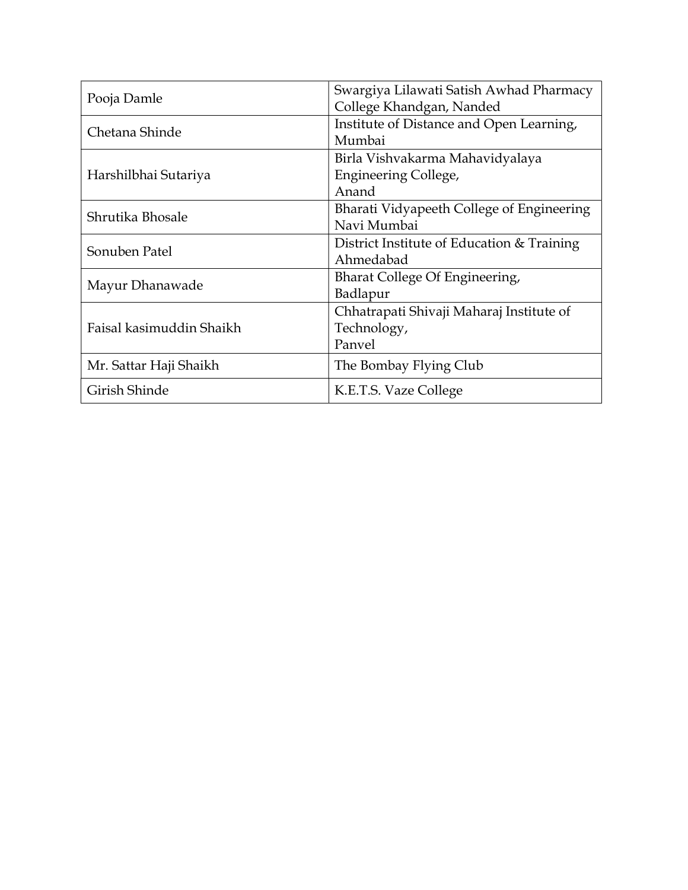| | |
|---|---|
| Pooja Damle | Swargiya Lilawati Satish Awhad Pharmacy College Khandgan, Nanded |
| Chetana Shinde | Institute of Distance and Open Learning, Mumbai |
| Harshilbhai Sutariya | Birla Vishvakarma Mahavidyalaya Engineering College, Anand |
| Shrutika Bhosale | Bharati Vidyapeeth College of Engineering Navi Mumbai |
| Sonuben Patel | District Institute of Education & Training Ahmedabad |
| Mayur Dhanawade | Bharat College Of Engineering, Badlapur |
| Faisal kasimuddin Shaikh | Chhatrapati Shivaji Maharaj Institute of Technology, Panvel |
| Mr. Sattar Haji Shaikh | The Bombay Flying Club |
| Girish Shinde | K.E.T.S. Vaze College |